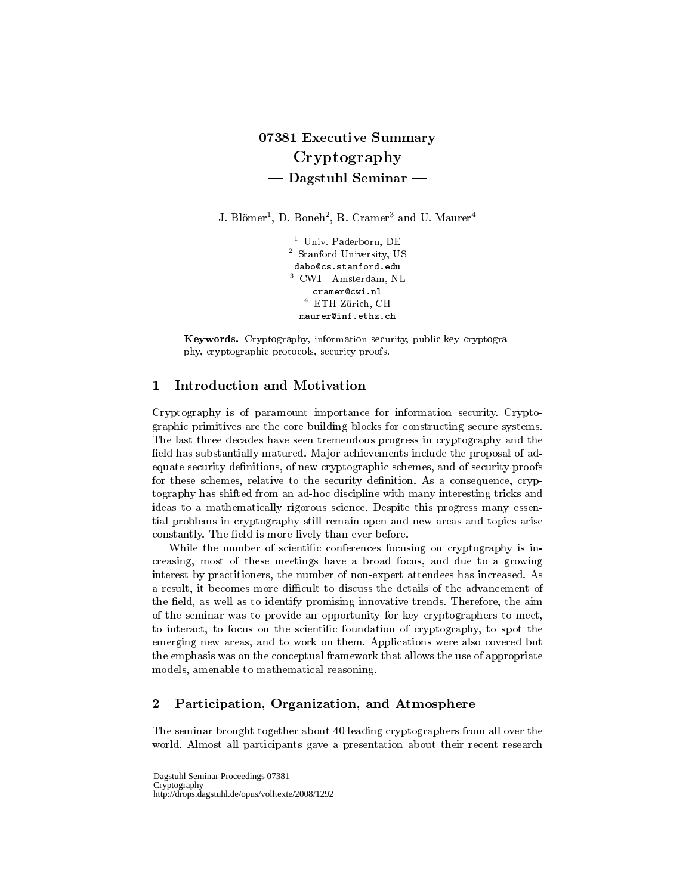# 07381 Executive Summary
# Cryptography
## — Dagstuhl Seminar —

J. Blömer[1], D. Boneh[2], R. Cramer[3] and U. Maurer[4]

[1] Univ. Paderborn, DE
[2] Stanford University, US
dabo@cs.stanford.edu
[3] CWI - Amsterdam, NL
cramer@cwi.nl
[4] ETH Zürich, CH
maurer@inf.ethz.ch

**Keywords.** Cryptography, information security, public-key cryptography, cryptographic protocols, security proofs.

## 1 Introduction and Motivation

Cryptography is of paramount importance for information security. Cryptographic primitives are the core building blocks for constructing secure systems. The last three decades have seen tremendous progress in cryptography and the field has substantially matured. Major achievements include the proposal of adequate security definitions, of new cryptographic schemes, and of security proofs for these schemes, relative to the security definition. As a consequence, cryptography has shifted from an ad-hoc discipline with many interesting tricks and ideas to a mathematically rigorous science. Despite this progress many essential problems in cryptography still remain open and new areas and topics arise constantly. The field is more lively than ever before.

While the number of scientific conferences focusing on cryptography is increasing, most of these meetings have a broad focus, and due to a growing interest by practitioners, the number of non-expert attendees has increased. As a result, it becomes more difficult to discuss the details of the advancement of the field, as well as to identify promising innovative trends. Therefore, the aim of the seminar was to provide an opportunity for key cryptographers to meet, to interact, to focus on the scientific foundation of cryptography, to spot the emerging new areas, and to work on them. Applications were also covered but the emphasis was on the conceptual framework that allows the use of appropriate models, amenable to mathematical reasoning.

## 2 Participation, Organization, and Atmosphere

The seminar brought together about 40 leading cryptographers from all over the world. Almost all participants gave a presentation about their recent research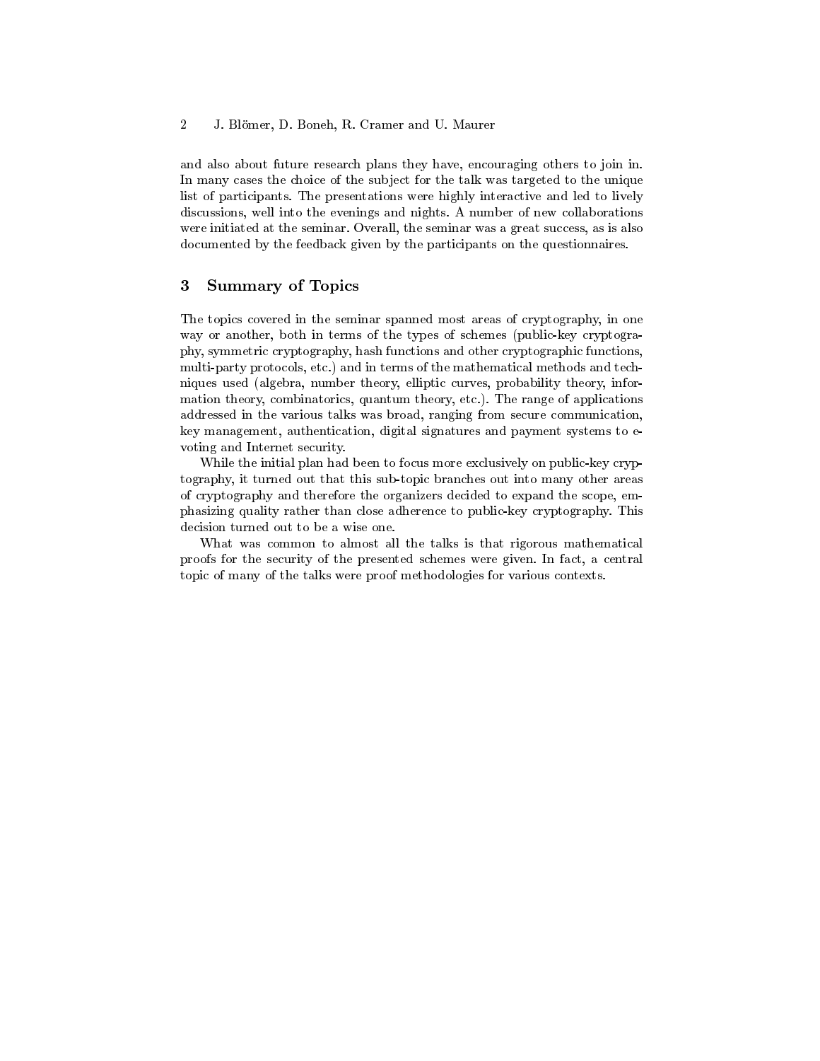and also about future research plans they have, encouraging others to join in. In many cases the choice of the subject for the talk was targeted to the unique list of participants. The presentations were highly interactive and led to lively discussions, well into the evenings and nights. A number of new collaborations were initiated at the seminar. Overall, the seminar was a great success, as is also documented by the feedback given by the participants on the questionnaires.

## 3 Summary of Topics

The topics covered in the seminar spanned most areas of cryptography, in one way or another, both in terms of the types of schemes (public-key cryptography, symmetric cryptography, hash functions and other cryptographic functions, multi-party protocols, etc.) and in terms of the mathematical methods and techniques used (algebra, number theory, elliptic curves, probability theory, information theory, combinatorics, quantum theory, etc.). The range of applications addressed in the various talks was broad, ranging from secure communication, key management, authentication, digital signatures and payment systems to e-voting and Internet security.

While the initial plan had been to focus more exclusively on public-key cryptography, it turned out that this sub-topic branches out into many other areas of cryptography and therefore the organizers decided to expand the scope, emphasizing quality rather than close adherence to public-key cryptography. This decision turned out to be a wise one.

What was common to almost all the talks is that rigorous mathematical proofs for the security of the presented schemes were given. In fact, a central topic of many of the talks were proof methodologies for various contexts.